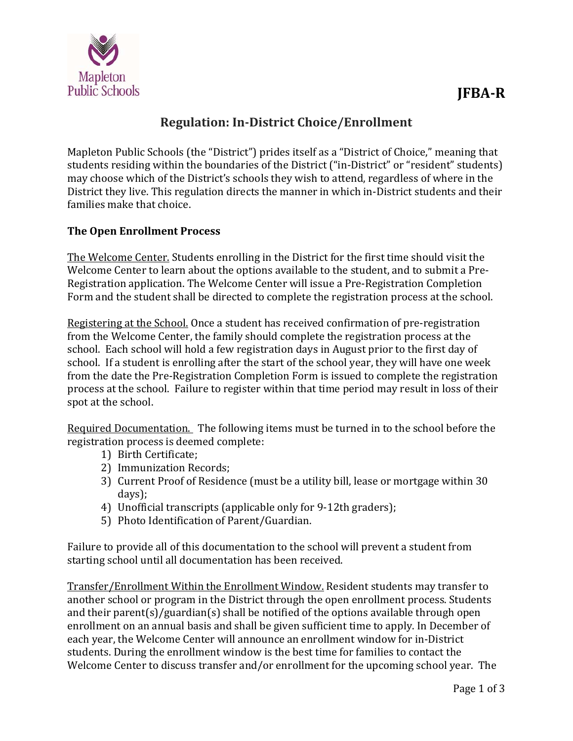**JFBA-R**

# Regulation: In-District Choice/Enrollment

Mapleton Public Schools (the "District") prides itself as a "District of Choice," meaning that students residing within the boundaries of the District ("in-District" or "resident" students) may choose which of the District's schools they wish to attend, regardless of where in the District they live. This regulation directs the manner in which in-District students and their families make that choice.

## The Open Enrollment Process

The Welcome Center. Students enrolling in the District for the first time should visit the Welcome Center to learn about the options available to the student, and to submit a Pre-Registration application. The Welcome Center will issue a Pre-Registration Completion Form and the student shall be directed to complete the registration process at the school.

Registering at the School. Once a student has received confirmation of pre-registration from the Welcome Center, the family should complete the registration process at the school. Each school will hold a few registration days in August prior to the first day of school. If a student is enrolling after the start of the school year, they will have one week from the date the Pre-Registration Completion Form is issued to complete the registration process at the school. Failure to register within that time period may result in loss of their spot at the school.

Required Documentation. The following items must be turned in to the school before the registration process is deemed complete:

1) Birth Certificate;
2) Immunization Records;
3) Current Proof of Residence (must be a utility bill, lease or mortgage within 30 days);
4) Unofficial transcripts (applicable only for 9-12th graders);
5) Photo Identification of Parent/Guardian.

Failure to provide all of this documentation to the school will prevent a student from starting school until all documentation has been received.

Transfer/Enrollment Within the Enrollment Window. Resident students may transfer to another school or program in the District through the open enrollment process. Students and their parent(s)/guardian(s) shall be notified of the options available through open enrollment on an annual basis and shall be given sufficient time to apply. In December of each year, the Welcome Center will announce an enrollment window for in-District students. During the enrollment window is the best time for families to contact the Welcome Center to discuss transfer and/or enrollment for the upcoming school year. The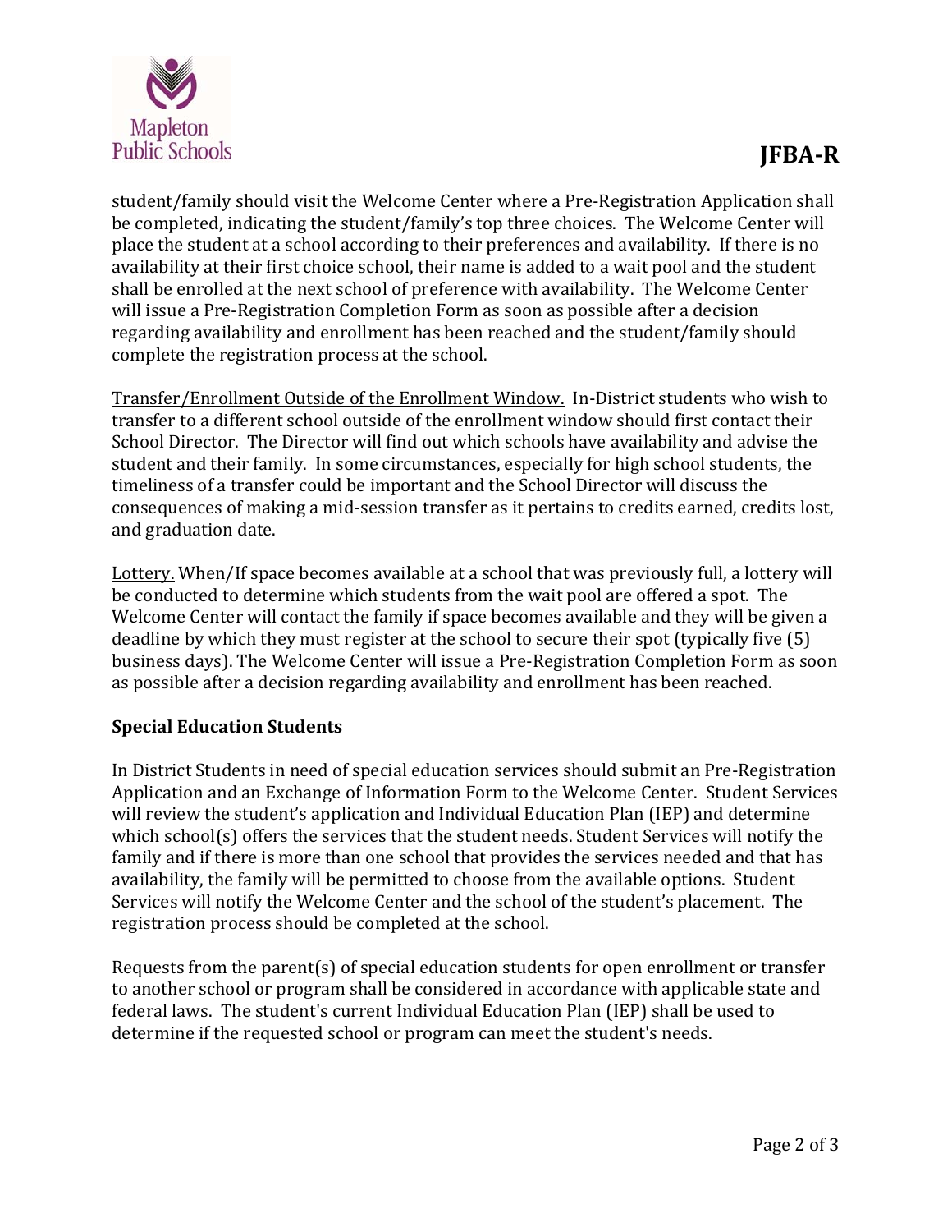student/family should visit the Welcome Center where a Pre-Registration Application shall be completed, indicating the student/family's top three choices. The Welcome Center will place the student at a school according to their preferences and availability. If there is no availability at their first choice school, their name is added to a wait pool and the student shall be enrolled at the next school of preference with availability. The Welcome Center will issue a Pre-Registration Completion Form as soon as possible after a decision regarding availability and enrollment has been reached and the student/family should complete the registration process at the school.

Transfer/Enrollment Outside of the Enrollment Window. In-District students who wish to transfer to a different school outside of the enrollment window should first contact their School Director. The Director will find out which schools have availability and advise the student and their family. In some circumstances, especially for high school students, the timeliness of a transfer could be important and the School Director will discuss the consequences of making a mid-session transfer as it pertains to credits earned, credits lost, and graduation date.

Lottery. When/If space becomes available at a school that was previously full, a lottery will be conducted to determine which students from the wait pool are offered a spot. The Welcome Center will contact the family if space becomes available and they will be given a deadline by which they must register at the school to secure their spot (typically five (5) business days). The Welcome Center will issue a Pre-Registration Completion Form as soon as possible after a decision regarding availability and enrollment has been reached.

**Special Education Students**

In District Students in need of special education services should submit an Pre-Registration Application and an Exchange of Information Form to the Welcome Center. Student Services will review the student's application and Individual Education Plan (IEP) and determine which school(s) offers the services that the student needs. Student Services will notify the family and if there is more than one school that provides the services needed and that has availability, the family will be permitted to choose from the available options. Student Services will notify the Welcome Center and the school of the student's placement. The registration process should be completed at the school.

Requests from the parent(s) of special education students for open enrollment or transfer to another school or program shall be considered in accordance with applicable state and federal laws. The student's current Individual Education Plan (IEP) shall be used to determine if the requested school or program can meet the student's needs.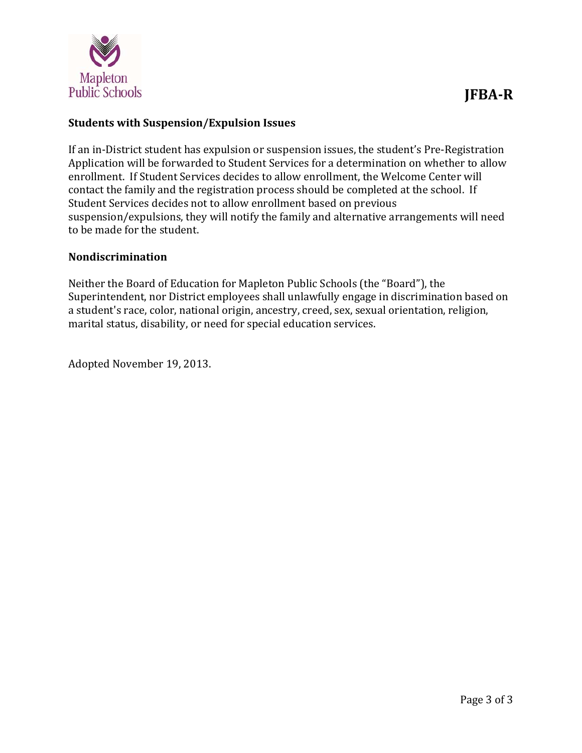### Students with Suspension/Expulsion Issues

If an in-District student has expulsion or suspension issues, the student's Pre-Registration Application will be forwarded to Student Services for a determination on whether to allow enrollment. If Student Services decides to allow enrollment, the Welcome Center will contact the family and the registration process should be completed at the school. If Student Services decides not to allow enrollment based on previous suspension/expulsions, they will notify the family and alternative arrangements will need to be made for the student.

### Nondiscrimination

Neither the Board of Education for Mapleton Public Schools (the "Board"), the Superintendent, nor District employees shall unlawfully engage in discrimination based on a student's race, color, national origin, ancestry, creed, sex, sexual orientation, religion, marital status, disability, or need for special education services.

Adopted November 19, 2013.